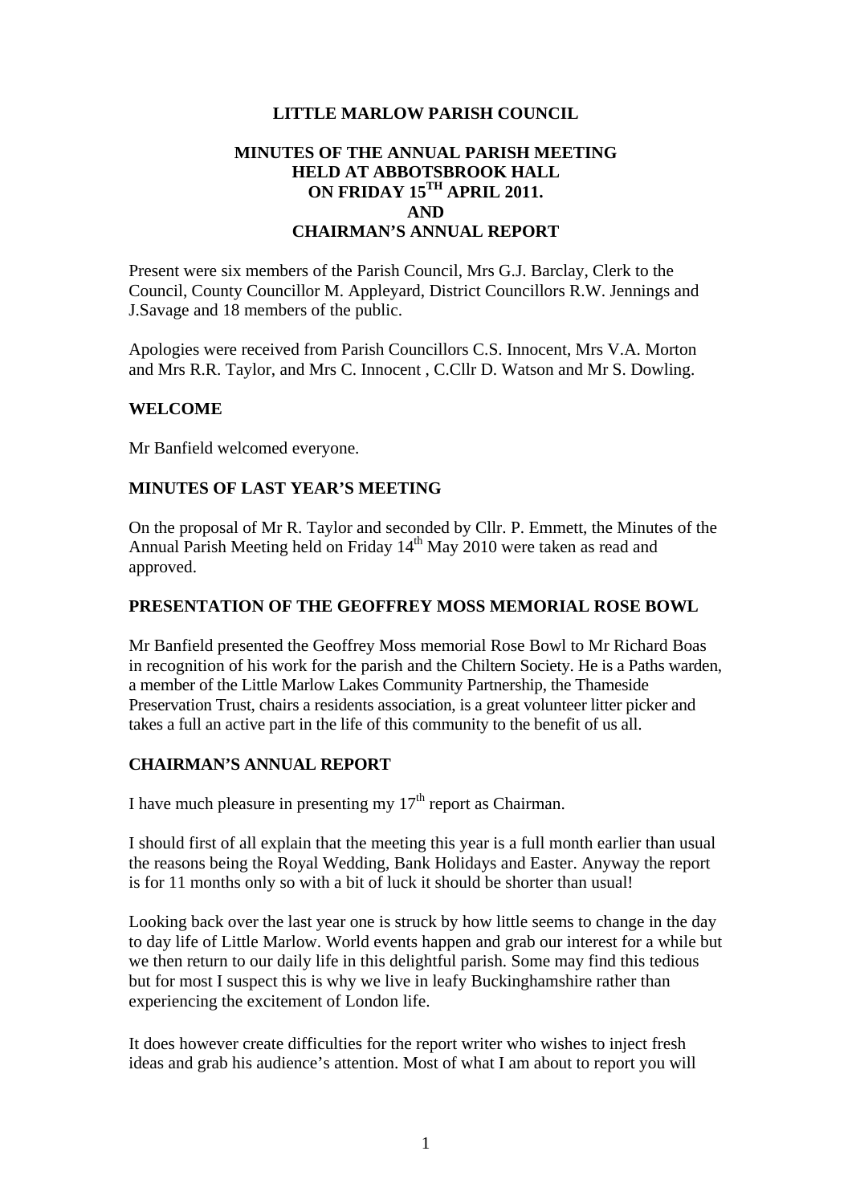# LITTLE MARLOW PARISH COUNCIL

## MINUTES OF THE ANNUAL PARISH MEETING HELD AT ABBOTSBROOK HALL ON FRIDAY 15TH APRIL 2011. AND CHAIRMAN'S ANNUAL REPORT

Present were six members of the Parish Council, Mrs G.J. Barclay, Clerk to the Council, County Councillor M. Appleyard, District Councillors R.W. Jennings and J.Savage and 18 members of the public.

Apologies were received from Parish Councillors C.S. Innocent, Mrs V.A. Morton and Mrs R.R. Taylor, and Mrs C. Innocent , C.Cllr D. Watson and Mr S. Dowling.

### WELCOME

Mr Banfield welcomed everyone.

### MINUTES OF LAST YEAR'S MEETING

On the proposal of Mr R. Taylor and seconded by Cllr. P. Emmett, the Minutes of the Annual Parish Meeting held on Friday 14th May 2010 were taken as read and approved.

### PRESENTATION OF THE GEOFFREY MOSS MEMORIAL ROSE BOWL

Mr Banfield presented the Geoffrey Moss memorial Rose Bowl to Mr Richard Boas in recognition of his work for the parish and the Chiltern Society. He is a Paths warden, a member of the Little Marlow Lakes Community Partnership, the Thameside Preservation Trust, chairs a residents association, is a great volunteer litter picker and takes a full an active part in the life of this community to the benefit of us all.

### CHAIRMAN'S ANNUAL REPORT

I have much pleasure in presenting my 17th report as Chairman.

I should first of all explain that the meeting this year is a full month earlier than usual the reasons being the Royal Wedding, Bank Holidays and Easter. Anyway the report is for 11 months only so with a bit of luck it should be shorter than usual!

Looking back over the last year one is struck by how little seems to change in the day to day life of Little Marlow. World events happen and grab our interest for a while but we then return to our daily life in this delightful parish. Some may find this tedious but for most I suspect this is why we live in leafy Buckinghamshire rather than experiencing the excitement of London life.

It does however create difficulties for the report writer who wishes to inject fresh ideas and grab his audience's attention. Most of what I am about to report you will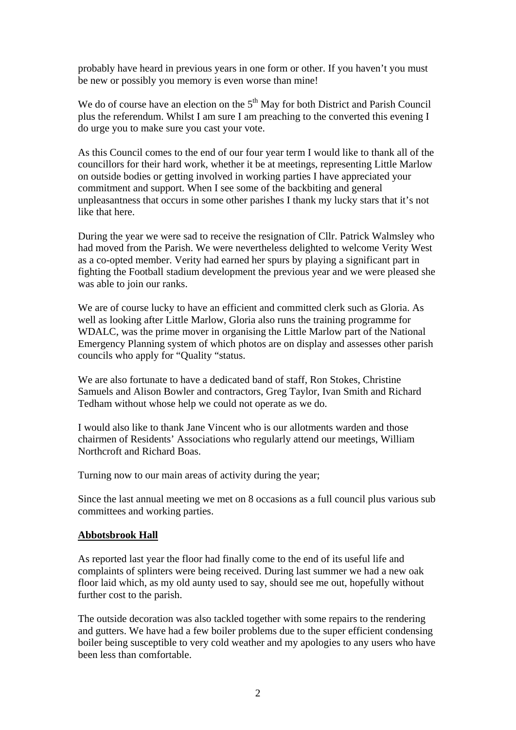probably have heard in previous years in one form or other. If you haven't you must be new or possibly you memory is even worse than mine!

We do of course have an election on the 5th May for both District and Parish Council plus the referendum. Whilst I am sure I am preaching to the converted this evening I do urge you to make sure you cast your vote.

As this Council comes to the end of our four year term I would like to thank all of the councillors for their hard work, whether it be at meetings, representing Little Marlow on outside bodies or getting involved in working parties I have appreciated your commitment and support. When I see some of the backbiting and general unpleasantness that occurs in some other parishes I thank my lucky stars that it's not like that here.

During the year we were sad to receive the resignation of Cllr. Patrick Walmsley who had moved from the Parish. We were nevertheless delighted to welcome Verity West as a co-opted member. Verity had earned her spurs by playing a significant part in fighting the Football stadium development the previous year and we were pleased she was able to join our ranks.

We are of course lucky to have an efficient and committed clerk such as Gloria. As well as looking after Little Marlow, Gloria also runs the training programme for WDALC, was the prime mover in organising the Little Marlow part of the National Emergency Planning system of which photos are on display and assesses other parish councils who apply for "Quality "status.

We are also fortunate to have a dedicated band of staff, Ron Stokes, Christine Samuels and Alison Bowler and contractors, Greg Taylor, Ivan Smith and Richard Tedham without whose help we could not operate as we do.

I would also like to thank Jane Vincent who is our allotments warden and those chairmen of Residents' Associations who regularly attend our meetings, William Northcroft and Richard Boas.

Turning now to our main areas of activity during the year;

Since the last annual meeting we met on 8 occasions as a full council plus various sub committees and working parties.

**Abbotsbrook Hall**

As reported last year the floor had finally come to the end of its useful life and complaints of splinters were being received. During last summer we had a new oak floor laid which, as my old aunty used to say, should see me out, hopefully without further cost to the parish.

The outside decoration was also tackled together with some repairs to the rendering and gutters. We have had a few boiler problems due to the super efficient condensing boiler being susceptible to very cold weather and my apologies to any users who have been less than comfortable.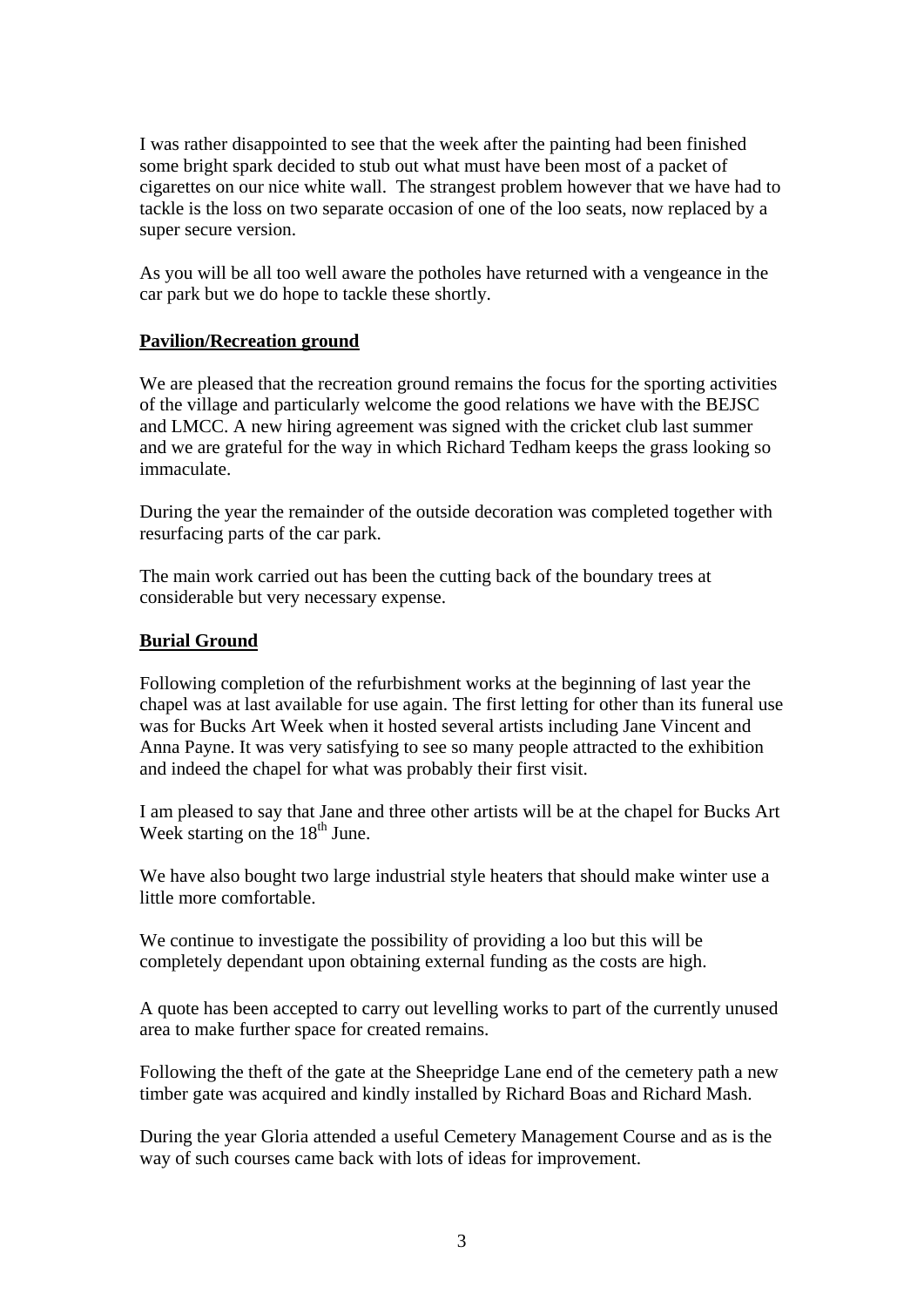I was rather disappointed to see that the week after the painting had been finished some bright spark decided to stub out what must have been most of a packet of cigarettes on our nice white wall. The strangest problem however that we have had to tackle is the loss on two separate occasion of one of the loo seats, now replaced by a super secure version.

As you will be all too well aware the potholes have returned with a vengeance in the car park but we do hope to tackle these shortly.

**Pavilion/Recreation ground**

We are pleased that the recreation ground remains the focus for the sporting activities of the village and particularly welcome the good relations we have with the BEJSC and LMCC. A new hiring agreement was signed with the cricket club last summer and we are grateful for the way in which Richard Tedham keeps the grass looking so immaculate.

During the year the remainder of the outside decoration was completed together with resurfacing parts of the car park.

The main work carried out has been the cutting back of the boundary trees at considerable but very necessary expense.

**Burial Ground**

Following completion of the refurbishment works at the beginning of last year the chapel was at last available for use again. The first letting for other than its funeral use was for Bucks Art Week when it hosted several artists including Jane Vincent and Anna Payne. It was very satisfying to see so many people attracted to the exhibition and indeed the chapel for what was probably their first visit.

I am pleased to say that Jane and three other artists will be at the chapel for Bucks Art Week starting on the 18th June.

We have also bought two large industrial style heaters that should make winter use a little more comfortable.

We continue to investigate the possibility of providing a loo but this will be completely dependant upon obtaining external funding as the costs are high.

A quote has been accepted to carry out levelling works to part of the currently unused area to make further space for created remains.

Following the theft of the gate at the Sheepridge Lane end of the cemetery path a new timber gate was acquired and kindly installed by Richard Boas and Richard Mash.

During the year Gloria attended a useful Cemetery Management Course and as is the way of such courses came back with lots of ideas for improvement.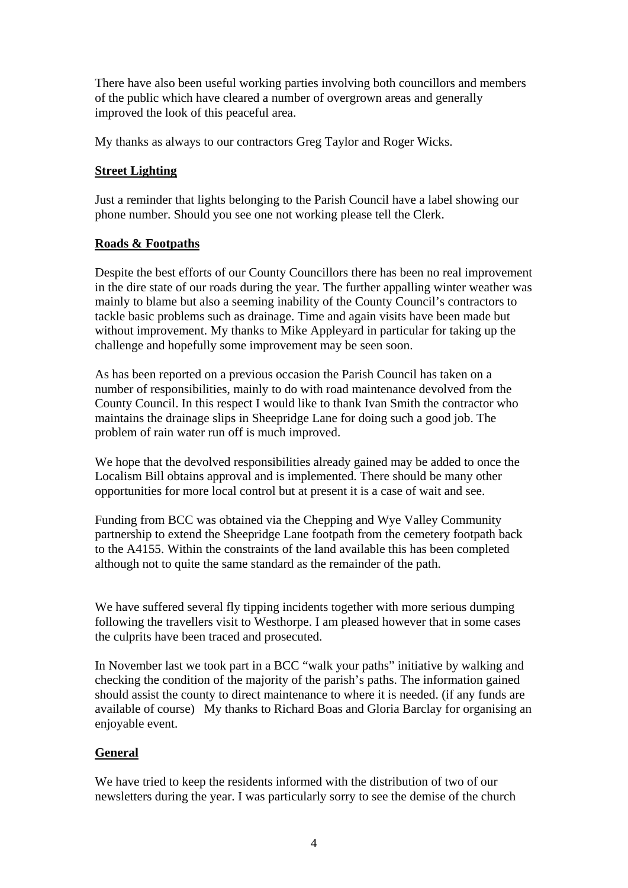There have also been useful working parties involving both councillors and members of the public which have cleared a number of overgrown areas and generally improved the look of this peaceful area.

My thanks as always to our contractors Greg Taylor and Roger Wicks.

## Street Lighting

Just a reminder that lights belonging to the Parish Council have a label showing our phone number. Should you see one not working please tell the Clerk.

## Roads & Footpaths

Despite the best efforts of our County Councillors there has been no real improvement in the dire state of our roads during the year. The further appalling winter weather was mainly to blame but also a seeming inability of the County Council's contractors to tackle basic problems such as drainage. Time and again visits have been made but without improvement. My thanks to Mike Appleyard in particular for taking up the challenge and hopefully some improvement may be seen soon.

As has been reported on a previous occasion the Parish Council has taken on a number of responsibilities, mainly to do with road maintenance devolved from the County Council. In this respect I would like to thank Ivan Smith the contractor who maintains the drainage slips in Sheepridge Lane for doing such a good job. The problem of rain water run off is much improved.

We hope that the devolved responsibilities already gained may be added to once the Localism Bill obtains approval and is implemented. There should be many other opportunities for more local control but at present it is a case of wait and see.

Funding from BCC was obtained via the Chepping and Wye Valley Community partnership to extend the Sheepridge Lane footpath from the cemetery footpath back to the A4155. Within the constraints of the land available this has been completed although not to quite the same standard as the remainder of the path.

We have suffered several fly tipping incidents together with more serious dumping following the travellers visit to Westhorpe. I am pleased however that in some cases the culprits have been traced and prosecuted.

In November last we took part in a BCC "walk your paths" initiative by walking and checking the condition of the majority of the parish's paths. The information gained should assist the county to direct maintenance to where it is needed. (if any funds are available of course) My thanks to Richard Boas and Gloria Barclay for organising an enjoyable event.

## General

We have tried to keep the residents informed with the distribution of two of our newsletters during the year. I was particularly sorry to see the demise of the church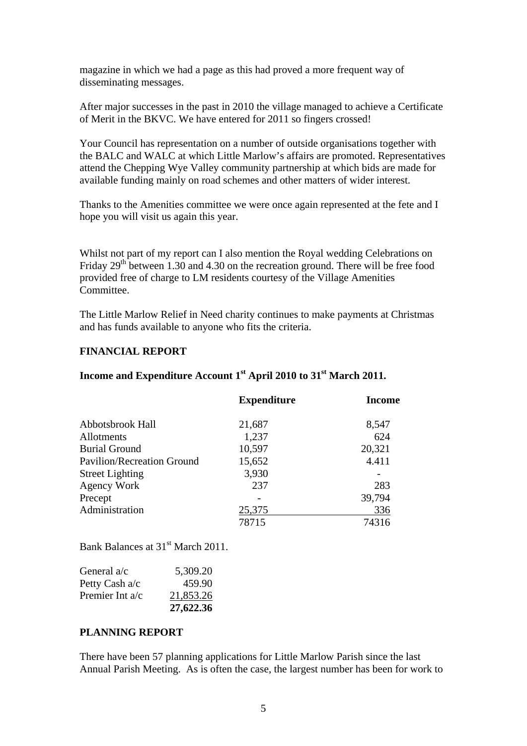magazine in which we had a page as this had proved a more frequent way of disseminating messages.

After major successes in the past in 2010 the village managed to achieve a Certificate of Merit in the BKVC. We have entered for 2011 so fingers crossed!

Your Council has representation on a number of outside organisations together with the BALC and WALC at which Little Marlow's affairs are promoted. Representatives attend the Chepping Wye Valley community partnership at which bids are made for available funding mainly on road schemes and other matters of wider interest.

Thanks to the Amenities committee we were once again represented at the fete and I hope you will visit us again this year.

Whilst not part of my report can I also mention the Royal wedding Celebrations on Friday 29th between 1.30 and 4.30 on the recreation ground. There will be free food provided free of charge to LM residents courtesy of the Village Amenities Committee.

The Little Marlow Relief in Need charity continues to make payments at Christmas and has funds available to anyone who fits the criteria.

## FINANCIAL REPORT

### Income and Expenditure Account 1st April 2010 to 31st March 2011.

| | Expenditure | Income |
|---|---|---|
| Abbotsbrook Hall | 21,687 | 8,547 |
| Allotments | 1,237 | 624 |
| Burial Ground | 10,597 | 20,321 |
| Pavilion/Recreation Ground | 15,652 | 4.411 |
| Street Lighting | 3,930 | - |
| Agency Work | 237 | 283 |
| Precept | - | 39,794 |
| Administration | 25,375 | 336 |
| | 78715 | 74316 |

Bank Balances at 31st March 2011.

| | |
|---|---|
| General a/c | 5,309.20 |
| Petty Cash a/c | 459.90 |
| Premier Int a/c | 21,853.26 |
| | **27,622.36** |

## PLANNING REPORT

There have been 57 planning applications for Little Marlow Parish since the last Annual Parish Meeting. As is often the case, the largest number has been for work to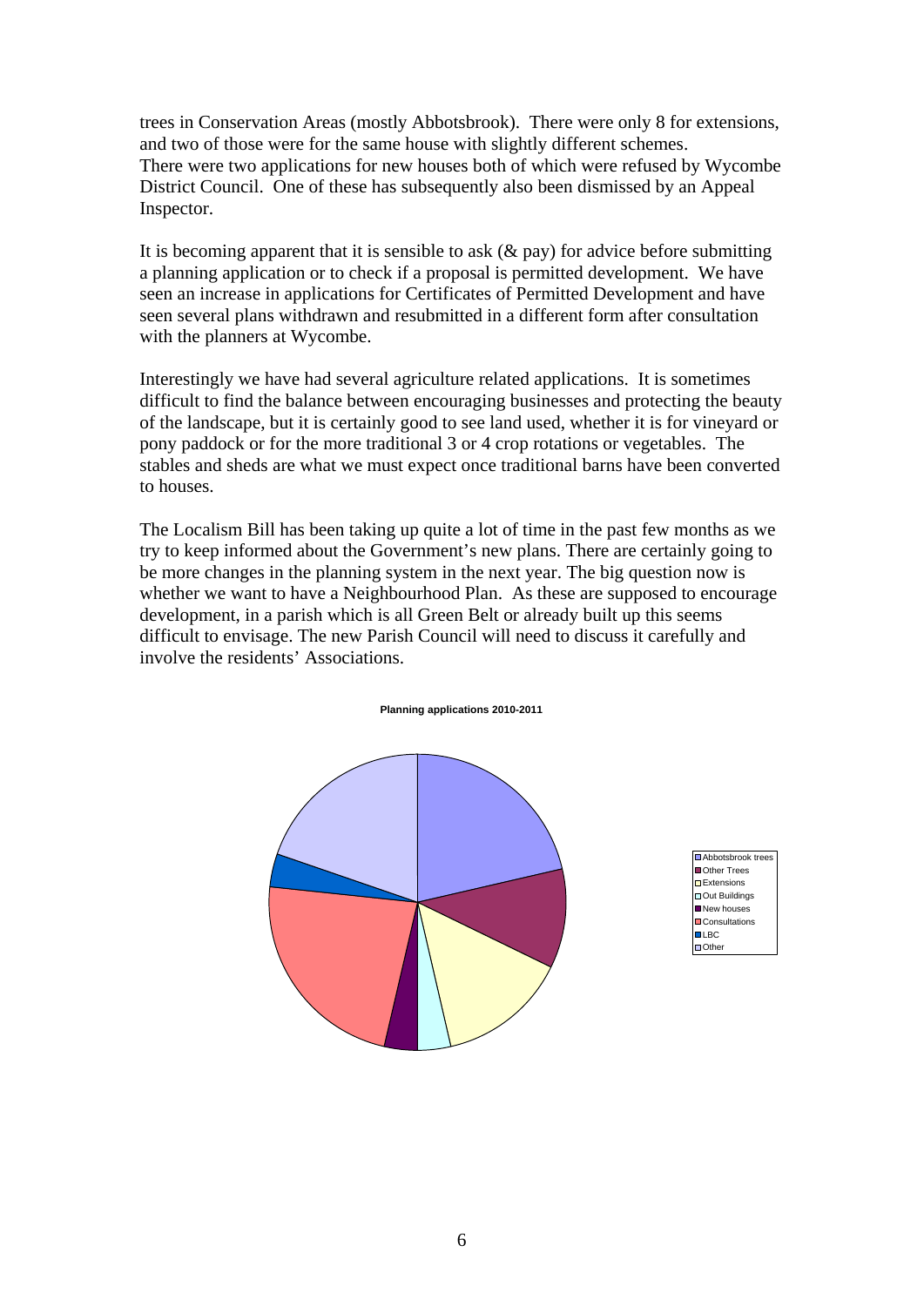trees in Conservation Areas (mostly Abbotsbrook). There were only 8 for extensions, and two of those were for the same house with slightly different schemes.
There were two applications for new houses both of which were refused by Wycombe District Council. One of these has subsequently also been dismissed by an Appeal Inspector.

It is becoming apparent that it is sensible to ask (& pay) for advice before submitting a planning application or to check if a proposal is permitted development. We have seen an increase in applications for Certificates of Permitted Development and have seen several plans withdrawn and resubmitted in a different form after consultation with the planners at Wycombe.

Interestingly we have had several agriculture related applications. It is sometimes difficult to find the balance between encouraging businesses and protecting the beauty of the landscape, but it is certainly good to see land used, whether it is for vineyard or pony paddock or for the more traditional 3 or 4 crop rotations or vegetables. The stables and sheds are what we must expect once traditional barns have been converted to houses.

The Localism Bill has been taking up quite a lot of time in the past few months as we try to keep informed about the Government's new plans. There are certainly going to be more changes in the planning system in the next year. The big question now is whether we want to have a Neighbourhood Plan. As these are supposed to encourage development, in a parish which is all Green Belt or already built up this seems difficult to envisage. The new Parish Council will need to discuss it carefully and involve the residents' Associations.

**Planning applications 2010-2011**

- Abbotsbrook trees
- Other Trees
- Extensions
- Out Buildings
- New houses
- Consultations
- LBC
- Other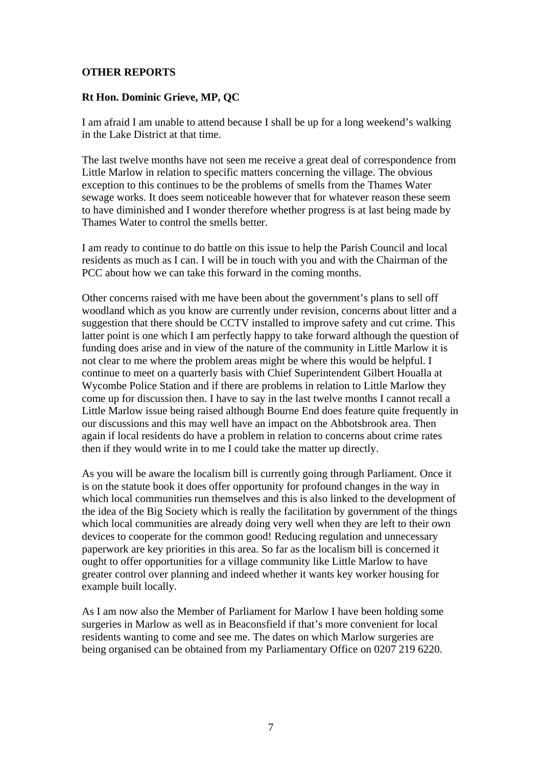## OTHER REPORTS

### Rt Hon. Dominic Grieve, MP, QC

I am afraid I am unable to attend because I shall be up for a long weekend's walking in the Lake District at that time.

The last twelve months have not seen me receive a great deal of correspondence from Little Marlow in relation to specific matters concerning the village. The obvious exception to this continues to be the problems of smells from the Thames Water sewage works. It does seem noticeable however that for whatever reason these seem to have diminished and I wonder therefore whether progress is at last being made by Thames Water to control the smells better.

I am ready to continue to do battle on this issue to help the Parish Council and local residents as much as I can. I will be in touch with you and with the Chairman of the PCC about how we can take this forward in the coming months.

Other concerns raised with me have been about the government's plans to sell off woodland which as you know are currently under revision, concerns about litter and a suggestion that there should be CCTV installed to improve safety and cut crime. This latter point is one which I am perfectly happy to take forward although the question of funding does arise and in view of the nature of the community in Little Marlow it is not clear to me where the problem areas might be where this would be helpful. I continue to meet on a quarterly basis with Chief Superintendent Gilbert Houalla at Wycombe Police Station and if there are problems in relation to Little Marlow they come up for discussion then. I have to say in the last twelve months I cannot recall a Little Marlow issue being raised although Bourne End does feature quite frequently in our discussions and this may well have an impact on the Abbotsbrook area. Then again if local residents do have a problem in relation to concerns about crime rates then if they would write in to me I could take the matter up directly.

As you will be aware the localism bill is currently going through Parliament. Once it is on the statute book it does offer opportunity for profound changes in the way in which local communities run themselves and this is also linked to the development of the idea of the Big Society which is really the facilitation by government of the things which local communities are already doing very well when they are left to their own devices to cooperate for the common good! Reducing regulation and unnecessary paperwork are key priorities in this area. So far as the localism bill is concerned it ought to offer opportunities for a village community like Little Marlow to have greater control over planning and indeed whether it wants key worker housing for example built locally.

As I am now also the Member of Parliament for Marlow I have been holding some surgeries in Marlow as well as in Beaconsfield if that's more convenient for local residents wanting to come and see me. The dates on which Marlow surgeries are being organised can be obtained from my Parliamentary Office on 0207 219 6220.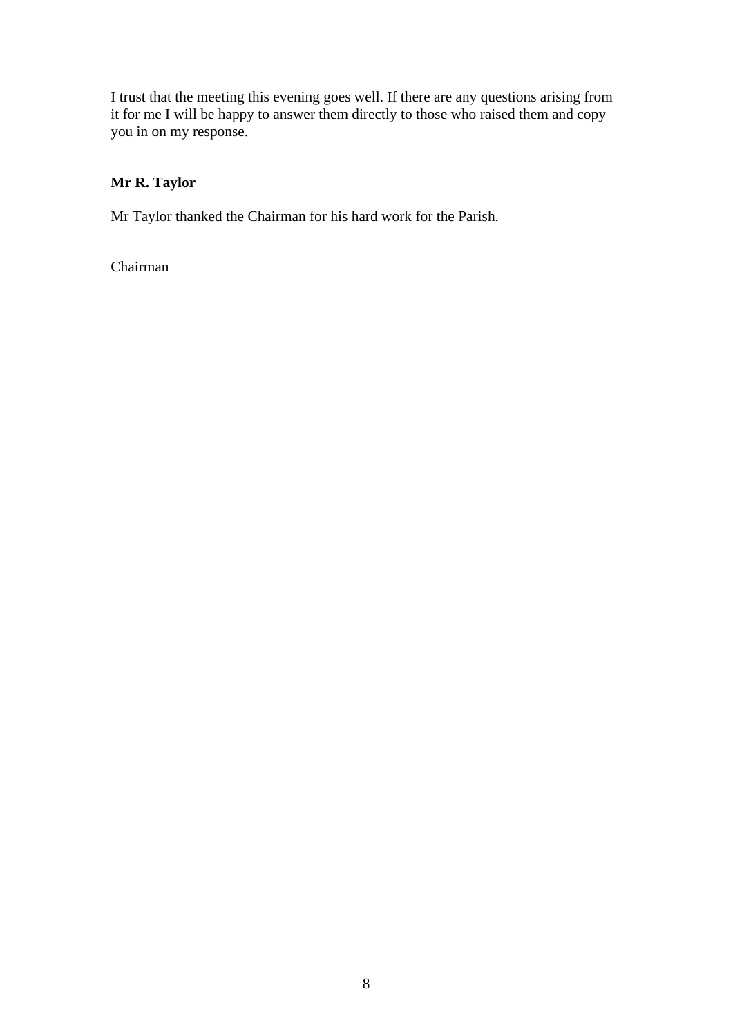I trust that the meeting this evening goes well. If there are any questions arising from it for me I will be happy to answer them directly to those who raised them and copy you in on my response.

**Mr R. Taylor**

Mr Taylor thanked the Chairman for his hard work for the Parish.

Chairman